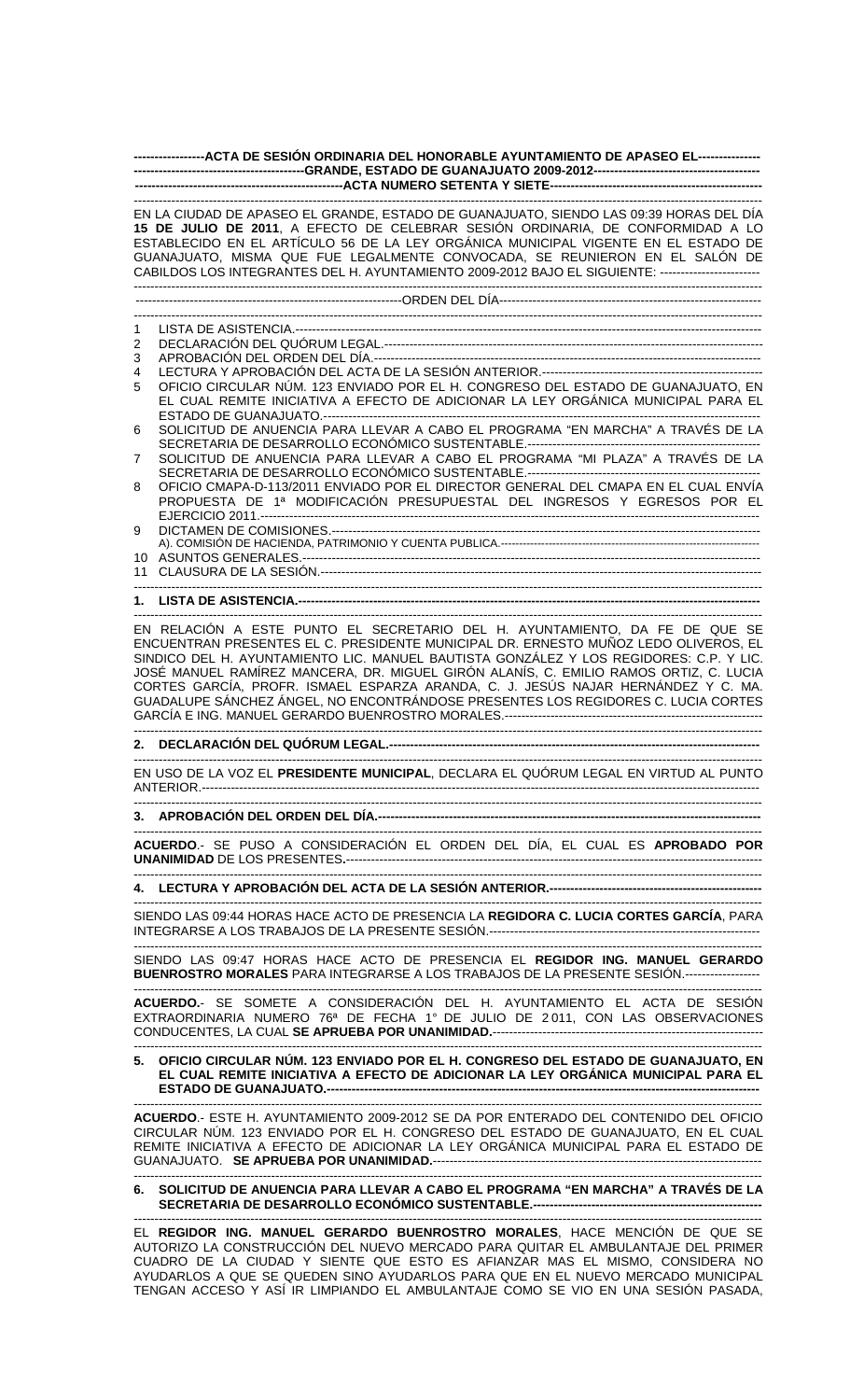**ACTA DE SESIÓN ORDINARIA DEL HONORABLE AYUNTAMIENTO DE APASEO EL GRANDE, ESTADO DE GUANAJUATO 2009-2012**

**ACTA NUMERO SETENTA Y SIETE**

EN LA CIUDAD DE APASEO EL GRANDE, ESTADO DE GUANAJUATO, SIENDO LAS 09:39 HORAS DEL DÍA **15 DE JULIO DE 2011**, A EFECTO DE CELEBRAR SESIÓN ORDINARIA, DE CONFORMIDAD A LO ESTABLECIDO EN EL ARTÍCULO 56 DE LA LEY ORGÁNICA MUNICIPAL VIGENTE EN EL ESTADO DE GUANAJUATO, MISMA QUE FUE LEGALMENTE CONVOCADA, SE REUNIERON EN EL SALÓN DE CABILDOS LOS INTEGRANTES DEL H. AYUNTAMIENTO 2009-2012 BAJO EL SIGUIENTE:

ORDEN DEL DÍA

1. LISTA DE ASISTENCIA.
2. DECLARACIÓN DEL QUÓRUM LEGAL.
3. APROBACIÓN DEL ORDEN DEL DÍA.
4. LECTURA Y APROBACIÓN DEL ACTA DE LA SESIÓN ANTERIOR.
5. OFICIO CIRCULAR NÚM. 123 ENVIADO POR EL H. CONGRESO DEL ESTADO DE GUANAJUATO, EN EL CUAL REMITE INICIATIVA A EFECTO DE ADICIONAR LA LEY ORGÁNICA MUNICIPAL PARA EL ESTADO DE GUANAJUATO.
6. SOLICITUD DE ANUENCIA PARA LLEVAR A CABO EL PROGRAMA "EN MARCHA" A TRAVÉS DE LA SECRETARIA DE DESARROLLO ECONÓMICO SUSTENTABLE.
7. SOLICITUD DE ANUENCIA PARA LLEVAR A CABO EL PROGRAMA "MI PLAZA" A TRAVÉS DE LA SECRETARIA DE DESARROLLO ECONÓMICO SUSTENTABLE.
8. OFICIO CMAPA-D-113/2011 ENVIADO POR EL DIRECTOR GENERAL DEL CMAPA EN EL CUAL ENVÍA PROPUESTA DE 1ª MODIFICACIÓN PRESUPUESTAL DEL INGRESOS Y EGRESOS POR EL EJERCICIO 2011.
9. DICTAMEN DE COMISIONES.
   A). COMISIÓN DE HACIENDA, PATRIMONIO Y CUENTA PUBLICA.
10. ASUNTOS GENERALES.
11. CLAUSURA DE LA SESIÓN.

**1. LISTA DE ASISTENCIA.**

EN RELACIÓN A ESTE PUNTO EL SECRETARIO DEL H. AYUNTAMIENTO, DA FE DE QUE SE ENCUENTRAN PRESENTES EL C. PRESIDENTE MUNICIPAL DR. ERNESTO MUÑOZ LEDO OLIVEROS, EL SINDICO DEL H. AYUNTAMIENTO LIC. MANUEL BAUTISTA GONZÁLEZ Y LOS REGIDORES: C.P. Y LIC. JOSÉ MANUEL RAMÍREZ MANCERA, DR. MIGUEL GIRÓN ALANÍS, C. EMILIO RAMOS ORTIZ, C. LUCIA CORTES GARCÍA, PROFR. ISMAEL ESPARZA ARANDA, C. J. JESÚS NAJAR HERNÁNDEZ Y C. MA. GUADALUPE SÁNCHEZ ÁNGEL, NO ENCONTRÁNDOSE PRESENTES LOS REGIDORES C. LUCIA CORTES GARCÍA E ING. MANUEL GERARDO BUENROSTRO MORALES.

**2. DECLARACIÓN DEL QUÓRUM LEGAL.**

EN USO DE LA VOZ EL **PRESIDENTE MUNICIPAL**, DECLARA EL QUÓRUM LEGAL EN VIRTUD AL PUNTO ANTERIOR.

**3. APROBACIÓN DEL ORDEN DEL DÍA.**

**ACUERDO**.- SE PUSO A CONSIDERACIÓN EL ORDEN DEL DÍA, EL CUAL ES **APROBADO POR UNANIMIDAD** DE LOS PRESENTES.

**4. LECTURA Y APROBACIÓN DEL ACTA DE LA SESIÓN ANTERIOR.**

SIENDO LAS 09:44 HORAS HACE ACTO DE PRESENCIA LA **REGIDORA C. LUCIA CORTES GARCÍA**, PARA INTEGRARSE A LOS TRABAJOS DE LA PRESENTE SESIÓN.

SIENDO LAS 09:47 HORAS HACE ACTO DE PRESENCIA EL **REGIDOR ING. MANUEL GERARDO BUENROSTRO MORALES** PARA INTEGRARSE A LOS TRABAJOS DE LA PRESENTE SESIÓN.

**ACUERDO.**- SE SOMETE A CONSIDERACIÓN DEL H. AYUNTAMIENTO EL ACTA DE SESIÓN EXTRAORDINARIA NUMERO 76ª DE FECHA 1° DE JULIO DE 2011, CON LAS OBSERVACIONES CONDUCENTES, LA CUAL **SE APRUEBA POR UNANIMIDAD.**

**5. OFICIO CIRCULAR NÚM. 123 ENVIADO POR EL H. CONGRESO DEL ESTADO DE GUANAJUATO, EN EL CUAL REMITE INICIATIVA A EFECTO DE ADICIONAR LA LEY ORGÁNICA MUNICIPAL PARA EL ESTADO DE GUANAJUATO.**

**ACUERDO**.- ESTE H. AYUNTAMIENTO 2009-2012 SE DA POR ENTERADO DEL CONTENIDO DEL OFICIO CIRCULAR NÚM. 123 ENVIADO POR EL H. CONGRESO DEL ESTADO DE GUANAJUATO, EN EL CUAL REMITE INICIATIVA A EFECTO DE ADICIONAR LA LEY ORGÁNICA MUNICIPAL PARA EL ESTADO DE GUANAJUATO. **SE APRUEBA POR UNANIMIDAD.**

**6. SOLICITUD DE ANUENCIA PARA LLEVAR A CABO EL PROGRAMA "EN MARCHA" A TRAVÉS DE LA SECRETARIA DE DESARROLLO ECONÓMICO SUSTENTABLE.**

EL **REGIDOR ING. MANUEL GERARDO BUENROSTRO MORALES**, HACE MENCIÓN DE QUE SE AUTORIZO LA CONSTRUCCIÓN DEL NUEVO MERCADO PARA QUITAR EL AMBULANTAJE DEL PRIMER CUADRO DE LA CIUDAD Y SIENTE QUE ESTO ES AFIANZAR MAS EL MISMO, CONSIDERA NO AYUDARLOS A QUE SE QUEDEN SINO AYUDARLOS PARA QUE EN EL NUEVO MERCADO MUNICIPAL TENGAN ACCESO Y ASÍ IR LIMPIANDO EL AMBULANTAJE COMO SE VIO EN UNA SESIÓN PASADA,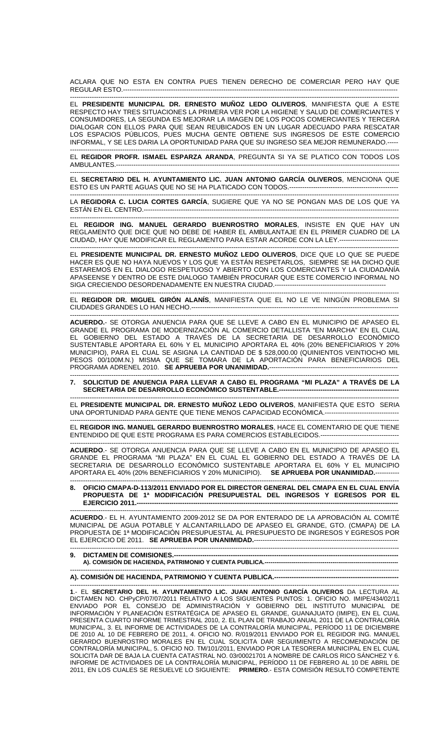ACLARA QUE NO ESTA EN CONTRA PUES TIENEN DERECHO DE COMERCIAR PERO HAY QUE REGULAR ESTO.------------------------------------------------------------------------------------------------------------------------------

-----------------------------------------------------------------------------------------------------------------------------------------------

EL **PRESIDENTE MUNICIPAL DR. ERNESTO MUÑOZ LEDO OLIVEROS**, MANIFIESTA QUE A ESTE RESPECTO HAY TRES SITUACIONES LA PRIMERA VER POR LA HIGIENE Y SALUD DE COMERCIANTES Y CONSUMIDORES, LA SEGUNDA ES MEJORAR LA IMAGEN DE LOS POCOS COMERCIANTES Y TERCERA DIALOGAR CON ELLOS PARA QUE SEAN REUBICADOS EN UN LUGAR ADECUADO PARA RESCATAR LOS ESPACIOS PÚBLICOS, PUES MUCHA GENTE OBTIENE SUS INGRESOS DE ESTE COMERCIO INFORMAL, Y SE LES DARIA LA OPORTUNIDAD PARA QUE SU INGRESO SEA MEJOR REMUNERADO.-----

-----------------------------------------------------------------------------------------------------------------------------------------------

EL **REGIDOR PROFR. ISMAEL ESPARZA ARANDA**, PREGUNTA SI YA SE PLATICO CON TODOS LOS AMBULANTES.-------------------------------------------------------------------------------------------------------------------------

-----------------------------------------------------------------------------------------------------------------------------------------------

EL **SECRETARIO DEL H. AYUNTAMIENTO LIC. JUAN ANTONIO GARCÍA OLIVEROS**, MENCIONA QUE ESTO ES UN PARTE AGUAS QUE NO SE HA PLATICADO CON TODOS.--------------------------------------------------

-----------------------------------------------------------------------------------------------------------------------------------------------

LA **REGIDORA C. LUCIA CORTES GARCÍA**, SUGIERE QUE YA NO SE PONGAN MAS DE LOS QUE YA ESTÁN EN EL CENTRO.---------------------------------------------------------------------------------------------------------------

-----------------------------------------------------------------------------------------------------------------------------------------------

EL **REGIDOR ING. MANUEL GERARDO BUENROSTRO MORALES**, INSISTE EN QUE HAY UN REGLAMENTO QUE DICE QUE NO DEBE DE HABER EL AMBULANTAJE EN EL PRIMER CUADRO DE LA CIUDAD, HAY QUE MODIFICAR EL REGLAMENTO PARA ESTAR ACORDE CON LA LEY.---------------------------

-----------------------------------------------------------------------------------------------------------------------------------------------

EL **PRESIDENTE MUNICIPAL DR. ERNESTO MUÑOZ LEDO OLIVEROS**, DICE QUE LO QUE SE PUEDE HACER ES QUE NO HAYA NUEVOS Y LOS QUE YA ESTÁN RESPETARLOS, SIEMPRE SE HA DICHO QUE ESTAREMOS EN EL DIALOGO RESPETUOSO Y ABIERTO CON LOS COMERCIANTES Y LA CIUDADANÍA APASEENSE Y DENTRO DE ESTE DIALOGO TAMBIÉN PROCURAR QUE ESTE COMERCIO INFORMAL NO SIGA CRECIENDO DESORDENADAMENTE EN NUESTRA CIUDAD.---------------------------------------------------

-----------------------------------------------------------------------------------------------------------------------------------------------

EL **REGIDOR DR. MIGUEL GIRÓN ALANÍS**, MANIFIESTA QUE EL NO LE VE NINGÚN PROBLEMA SI CIUDADES GRANDES LO HAN HECHO.-------------------------------------------------------------------------------------------------

-----------------------------------------------------------------------------------------------------------------------------------------------

**ACUERDO.**- SE OTORGA ANUENCIA PARA QUE SE LLEVE A CABO EN EL MUNICIPIO DE APASEO EL GRANDE EL PROGRAMA DE MODERNIZACIÓN AL COMERCIO DETALLISTA "EN MARCHA" EN EL CUAL EL GOBIERNO DEL ESTADO A TRAVÉS DE LA SECRETARIA DE DESARROLLO ECONÓMICO SUSTENTABLE APORTARA EL 60% Y EL MUNICIPIO APORTARA EL 40% (20% BENEFICIARIOS Y 20% MUNICIPIO), PARA EL CUAL SE ASIGNA LA CANTIDAD DE $ 528,000.00 (QUINIENTOS VEINTIOCHO MIL PESOS 00/100M.N.) MISMA QUE SE TOMARA DE LA APORTACIÓN PARA BENEFICIARIOS DEL PROGRAMA ADRENEL 2010. **SE APRUEBA POR UNANIMIDAD.**------------------------------------------------------------

-----------------------------------------------------------------------------------------------------------------------------------------------

**7. SOLICITUD DE ANUENCIA PARA LLEVAR A CABO EL PROGRAMA "MI PLAZA" A TRAVÉS DE LA SECRETARIA DE DESARROLLO ECONÓMICO SUSTENTABLE.--------------------------------------------------------**

-----------------------------------------------------------------------------------------------------------------------------------------------

EL **PRESIDENTE MUNICIPAL DR. ERNESTO MUÑOZ LEDO OLIVEROS**, MANIFIESTA QUE ESTO SERIA UNA OPORTUNIDAD PARA GENTE QUE TIENE MENOS CAPACIDAD ECONÓMICA.----------------------------------

-----------------------------------------------------------------------------------------------------------------------------------------------

EL **REGIDOR ING. MANUEL GERARDO BUENROSTRO MORALES**, HACE EL COMENTARIO DE QUE TIENE ENTENDIDO DE QUE ESTE PROGRAMA ES PARA COMERCIOS ESTABLECIDOS.-------------------------------------

-----------------------------------------------------------------------------------------------------------------------------------------------

**ACUERDO**.- SE OTORGA ANUENCIA PARA QUE SE LLEVE A CABO EN EL MUNICIPIO DE APASEO EL GRANDE EL PROGRAMA "MI PLAZA" EN EL CUAL EL GOBIERNO DEL ESTADO A TRAVÉS DE LA SECRETARIA DE DESARROLLO ECONÓMICO SUSTENTABLE APORTARA EL 60% Y EL MUNICIPIO APORTARA EL 40% (20% BENEFICIARIOS Y 20% MUNICIPIO). **SE APRUEBA POR UNANIMIDAD.**-----------

-----------------------------------------------------------------------------------------------------------------------------------------------

**8. OFICIO CMAPA-D-113/2011 ENVIADO POR EL DIRECTOR GENERAL DEL CMAPA EN EL CUAL ENVÍA PROPUESTA DE 1ª MODIFICACIÓN PRESUPUESTAL DEL INGRESOS Y EGRESOS POR EL EJERCICIO 2011.--------------------------------------------------------------------------------------------------------------**

-----------------------------------------------------------------------------------------------------------------------------------------------

**ACUERDO**.- EL H. AYUNTAMIENTO 2009-2012 SE DA POR ENTERADO DE LA APROBACIÓN AL COMITÉ MUNICIPAL DE AGUA POTABLE Y ALCANTARILLADO DE APASEO EL GRANDE, GTO. (CMAPA) DE LA PROPUESTA DE 1ª MODIFICACIÓN PRESUPUESTAL AL PRESUPUESTO DE INGRESOS Y EGRESOS POR EL EJERCICIO DE 2011. **SE APRUEBA POR UNANIMIDAD.**------------------------------------------------------------------

-----------------------------------------------------------------------------------------------------------------------------------------------

**9. DICTAMEN DE COMISIONES.---------------------------------------------------------------------------------------------------**
**A). COMISIÓN DE HACIENDA, PATRIMONIO Y CUENTA PUBLICA.----------------------------------------------------------------**

-----------------------------------------------------------------------------------------------------------------------------------------------

**A). COMISIÓN DE HACIENDA, PATRIMONIO Y CUENTA PUBLICA.-----------------------------------------------------------**

-----------------------------------------------------------------------------------------------------------------------------------------------

**1**.- EL **SECRETARIO DEL H. AYUNTAMIENTO LIC. JUAN ANTONIO GARCÍA OLIVEROS** DA LECTURA AL DICTAMEN NO. CHPyCP/07/07/2011 RELATIVO A LOS SIGUIENTES PUNTOS: 1. OFICIO NO. IMIPE/434/02/11 ENVIADO POR EL CONSEJO DE ADMINISTRACIÓN Y GOBIERNO DEL INSTITUTO MUNICIPAL DE INFORMACIÓN Y PLANEACIÓN ESTRATÉGICA DE APASEO EL GRANDE, GUANAJUATO (IMIPE), EN EL CUAL PRESENTA CUARTO INFORME TRIMESTRAL 2010, 2. EL PLAN DE TRABAJO ANUAL 2011 DE LA CONTRALORÍA MUNICIPAL, 3. EL INFORME DE ACTIVIDADES DE LA CONTRALORÍA MUNICIPAL, PERÍODO 11 DE DICIEMBRE DE 2010 AL 10 DE FEBRERO DE 2011, 4. OFICIO NO. R/019/2011 ENVIADO POR EL REGIDOR ING. MANUEL GERARDO BUENROSTRO MORALES EN EL CUAL SOLICITA DAR SEGUIMIENTO A RECOMENDACIÓN DE CONTRALORÍA MUNICIPAL, 5. OFICIO NO. TM/101/2011, ENVIADO POR LA TESORERA MUNICIPAL EN EL CUAL SOLICITA DAR DE BAJA LA CUENTA CATASTRAL NO. 03r00021701 A NOMBRE DE CARLOS RICO SÁNCHEZ Y 6. INFORME DE ACTIVIDADES DE LA CONTRALORÍA MUNICIPAL, PERÍODO 11 DE FEBRERO AL 10 DE ABRIL DE 2011, EN LOS CUALES SE RESUELVE LO SIGUIENTE: **PRIMERO**.- ESTA COMISIÓN RESULTÓ COMPETENTE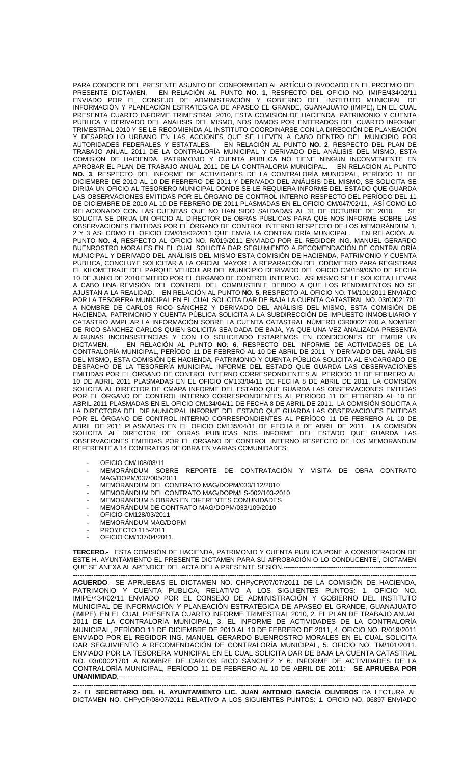PARA CONOCER DEL PRESENTE ASUNTO DE CONFORMIDAD AL ARTÍCULO INVOCADO EN EL PROEMIO DEL PRESENTE DICTAMEN. EN RELACIÓN AL PUNTO **NO. 1**, RESPECTO DEL OFICIO NO. IMIPE/434/02/11 ENVIADO POR EL CONSEJO DE ADMINISTRACIÓN Y GOBIERNO DEL INSTITUTO MUNICIPAL DE INFORMACIÓN Y PLANEACIÓN ESTRATÉGICA DE APASEO EL GRANDE, GUANAJUATO (IMIPE), EN EL CUAL PRESENTA CUARTO INFORME TRIMESTRAL 2010, ESTA COMISIÓN DE HACIENDA, PATRIMONIO Y CUENTA PÚBLICA Y DERIVADO DEL ANÁLISIS DEL MISMO, NOS DAMOS POR ENTERADOS DEL CUARTO INFORME TRIMESTRAL 2010 Y SE LE RECOMIENDA AL INSTITUTO COORDINARSE CON LA DIRECCIÓN DE PLANEACIÓN Y DESARROLLO URBANO EN LAS ACCIONES QUE SE LLEVEN A CABO DENTRO DEL MUNICIPIO POR AUTORIDADES FEDERALES Y ESTATALES. EN RELACIÓN AL PUNTO **NO. 2**, RESPECTO DEL PLAN DE TRABAJO ANUAL 2011 DE LA CONTRALORÍA MUNICIPAL Y DERIVADO DEL ANÁLISIS DEL MISMO, ESTA COMISIÓN DE HACIENDA, PATRIMONIO Y CUENTA PÚBLICA NO TIENE NINGÚN INCONVENIENTE EN APROBAR EL PLAN DE TRABAJO ANUAL 2011 DE LA CONTRALORÍA MUNICIPAL. EN RELACIÓN AL PUNTO **NO. 3**, RESPECTO DEL INFORME DE ACTIVIDADES DE LA CONTRALORÍA MUNICIPAL, PERÍODO 11 DE DICIEMBRE DE 2010 AL 10 DE FEBRERO DE 2011 Y DERIVADO DEL ANÁLISIS DEL MISMO, SE SOLICITA SE DIRIJA UN OFICIO AL TESORERO MUNICIPAL DONDE SE LE REQUIERA INFORME DEL ESTADO QUE GUARDA LAS OBSERVACIONES EMITIDAS POR EL ÓRGANO DE CONTROL INTERNO RESPECTO DEL PERÍODO DEL 11 DE DICIEMBRE DE 2010 AL 10 DE FEBRERO DE 2011 PLASMADAS EN EL OFICIO CM/047/02/11, ASÍ COMO LO RELACIONADO CON LAS CUENTAS QUE NO HAN SIDO SALDADAS AL 31 DE OCTUBRE DE 2010. SE SOLICITA SE DIRIJA UN OFICIO AL DIRECTOR DE OBRAS PÚBLICAS PARA QUE NOS INFORME SOBRE LAS OBSERVACIONES EMITIDAS POR EL ÓRGANO DE CONTROL INTERNO RESPECTO DE LOS MEMORÁNDUM 1, 2 Y 3 ASÍ COMO EL OFICIO CM/015/02/2011 QUE ENVÍA LA CONTRALORÍA MUNICIPAL. EN RELACIÓN AL PUNTO **NO. 4,** RESPECTO AL OFICIO NO. R/019/2011 ENVIADO POR EL REGIDOR ING. MANUEL GERARDO BUENROSTRO MORALES EN EL CUAL SOLICITA DAR SEGUIMIENTO A RECOMENDACIÓN DE CONTRALORÍA MUNICIPAL Y DERIVADO DEL ANÁLISIS DEL MISMO ESTA COMISIÓN DE HACIENDA, PATRIMONIO Y CUENTA PÚBLICA, CONCLUYE SOLICITAR A LA OFICIAL MAYOR LA REPARACIÓN DEL ODÓMETRO PARA REGISTRAR EL KILOMETRAJE DEL PARQUE VEHICULAR DEL MUNICIPIO DERIVADO DEL OFICIO CM/159/06/10 DE FECHA 10 DE JUNIO DE 2010 EMITIDO POR EL ÓRGANO DE CONTROL INTERNO. ASÍ MISMO SE LE SOLICITA LLEVAR A CABO UNA REVISIÓN DEL CONTROL DEL COMBUSTIBLE DEBIDO A QUE LOS RENDIMIENTOS NO SE AJUSTAN A LA REALIDAD. EN RELACIÓN AL PUNTO **NO. 5,** RESPECTO AL OFICIO NO. TM/101/2011 ENVIADO POR LA TESORERA MUNICIPAL EN EL CUAL SOLICITA DAR DE BAJA LA CUENTA CATASTRAL NO. 03r00021701 A NOMBRE DE CARLOS RICO SÁNCHEZ Y DERIVADO DEL ANÁLISIS DEL MISMO, ESTA COMISIÓN DE HACIENDA, PATRIMONIO Y CUENTA PÚBLICA SOLICITA A LA SUBDIRECCIÓN DE IMPUESTO INMOBILIARIO Y CATASTRO AMPLIAR LA INFORMACIÓN SOBRE LA CUENTA CATASTRAL NÚMERO 03R00021700 A NOMBRE DE RICO SÁNCHEZ CARLOS QUIEN SOLICITA SEA DADA DE BAJA, YA QUE UNA VEZ ANALIZADA PRESENTA ALGUNAS INCONSISTENCIAS Y CON LO SOLICITADO ESTAREMOS EN CONDICIONES DE EMITIR UN DICTAMEN. EN RELACIÓN AL PUNTO **NO. 6**, RESPECTO DEL INFORME DE ACTIVIDADES DE LA CONTRALORÍA MUNICIPAL, PERÍODO 11 DE FEBRERO AL 10 DE ABRIL DE 2011 Y DERIVADO DEL ANÁLISIS DEL MISMO, ESTA COMISIÓN DE HACIENDA, PATRIMONIO Y CUENTA PÚBLICA SOLICITA AL ENCARGADO DE DESPACHO DE LA TESORERÍA MUNICIPAL INFORME DEL ESTADO QUE GUARDA LAS OBSERVACIONES EMITIDAS POR EL ÓRGANO DE CONTROL INTERNO CORRESPONDIENTES AL PERÍODO 11 DE FEBRERO AL 10 DE ABRIL 2011 PLASMADAS EN EL OFICIO CM133/04/11 DE FECHA 8 DE ABRIL DE 2011, LA COMISIÓN SOLICITA AL DIRECTOR DE CMAPA INFORME DEL ESTADO QUE GUARDA LAS OBSERVACIONES EMITIDAS POR EL ÓRGANO DE CONTROL INTERNO CORRESPONDIENTES AL PERÍODO 11 DE FEBRERO AL 10 DE ABRIL 2011 PLASMADAS EN EL OFICIO CM134/04/11 DE FECHA 8 DE ABRIL DE 2011. LA COMISIÓN SOLICITA A LA DIRECTORA DEL DIF MUNICIPAL INFORME DEL ESTADO QUE GUARDA LAS OBSERVACIONES EMITIDAS POR EL ÓRGANO DE CONTROL INTERNO CORRESPONDIENTES AL PERÍODO 11 DE FEBRERO AL 10 DE ABRIL DE 2011 PLASMADAS EN EL OFICIO CM135/04/11 DE FECHA 8 DE ABRIL DE 2011. LA COMISIÓN SOLICITA AL DIRECTOR DE OBRAS PÚBLICAS NOS INFORME DEL ESTADO QUE GUARDA LAS OBSERVACIONES EMITIDAS POR EL ÓRGANO DE CONTROL INTERNO RESPECTO DE LOS MEMORÁNDUM REFERENTE A 14 CONTRATOS DE OBRA EN VARIAS COMUNIDADES:

- OFICIO CM/108/03/11
- MEMORÁNDUM SOBRE REPORTE DE CONTRATACIÓN Y VISITA DE OBRA CONTRATO MAG/DOPM/037/005/2011
- MEMORÁNDUM DEL CONTRATO MAG/DOPM/033/112/2010
- MEMORÁNDUM DEL CONTRATO MAG/DOPM/LS-002/103-2010
- MEMORÁNDUM 5 OBRAS EN DIFERENTES COMUNIDADES
- MEMORÁNDUM DE CONTRATO MAG/DOPM/033/109/2010
- OFICIO CM128/03/2011
- MEMORÁNDUM MAG/DOPM
- PROYECTO 115-2011
- OFICIO CM/137/04/2011.

**TERCERO.-** ESTA COMISIÓN DE HACIENDA, PATRIMONIO Y CUENTA PÚBLICA PONE A CONSIDERACIÓN DE ESTE H. AYUNTAMIENTO EL PRESENTE DICTAMEN PARA SU APROBACIÓN O LO CONDUCENTE", DICTAMEN QUE SE ANEXA AL APÉNDICE DEL ACTA DE LA PRESENTE SESIÓN.------------------------------------------------------------------

**ACUERDO**.- SE APRUEBAS EL DICTAMEN NO. CHPyCP/07/07/2011 DE LA COMISIÓN DE HACIENDA, PATRIMONIO Y CUENTA PUBLICA, RELATIVO A LOS SIGUIENTES PUNTOS: 1. OFICIO NO. IMIPE/434/02/11 ENVIADO POR EL CONSEJO DE ADMINISTRACIÓN Y GOBIERNO DEL INSTITUTO MUNICIPAL DE INFORMACIÓN Y PLANEACIÓN ESTRATÉGICA DE APASEO EL GRANDE, GUANAJUATO (IMIPE), EN EL CUAL PRESENTA CUARTO INFORME TRIMESTRAL 2010, 2. EL PLAN DE TRABAJO ANUAL 2011 DE LA CONTRALORÍA MUNICIPAL, 3. EL INFORME DE ACTIVIDADES DE LA CONTRALORÍA MUNICIPAL, PERÍODO 11 DE DICIEMBRE DE 2010 AL 10 DE FEBRERO DE 2011, 4. OFICIO NO. R/019/2011 ENVIADO POR EL REGIDOR ING. MANUEL GERARDO BUENROSTRO MORALES EN EL CUAL SOLICITA DAR SEGUIMIENTO A RECOMENDACIÓN DE CONTRALORÍA MUNICIPAL, 5. OFICIO NO. TM/101/2011, ENVIADO POR LA TESORERA MUNICIPAL EN EL CUAL SOLICITA DAR DE BAJA LA CUENTA CATASTRAL NO. 03r00021701 A NOMBRE DE CARLOS RICO SÁNCHEZ Y 6. INFORME DE ACTIVIDADES DE LA CONTRALORÍA MUNICIPAL, PERÍODO 11 DE FEBRERO AL 10 DE ABRIL DE 2011: **SE APRUEBA POR UNANIMIDAD**.------------------------------------------------------------------------------------------------------------------------

**2**.- EL **SECRETARIO DEL H. AYUNTAMIENTO LIC. JUAN ANTONIO GARCÍA OLIVEROS** DA LECTURA AL DICTAMEN NO. CHPyCP/08/07/2011 RELATIVO A LOS SIGUIENTES PUNTOS: 1. OFICIO NO. 06897 ENVIADO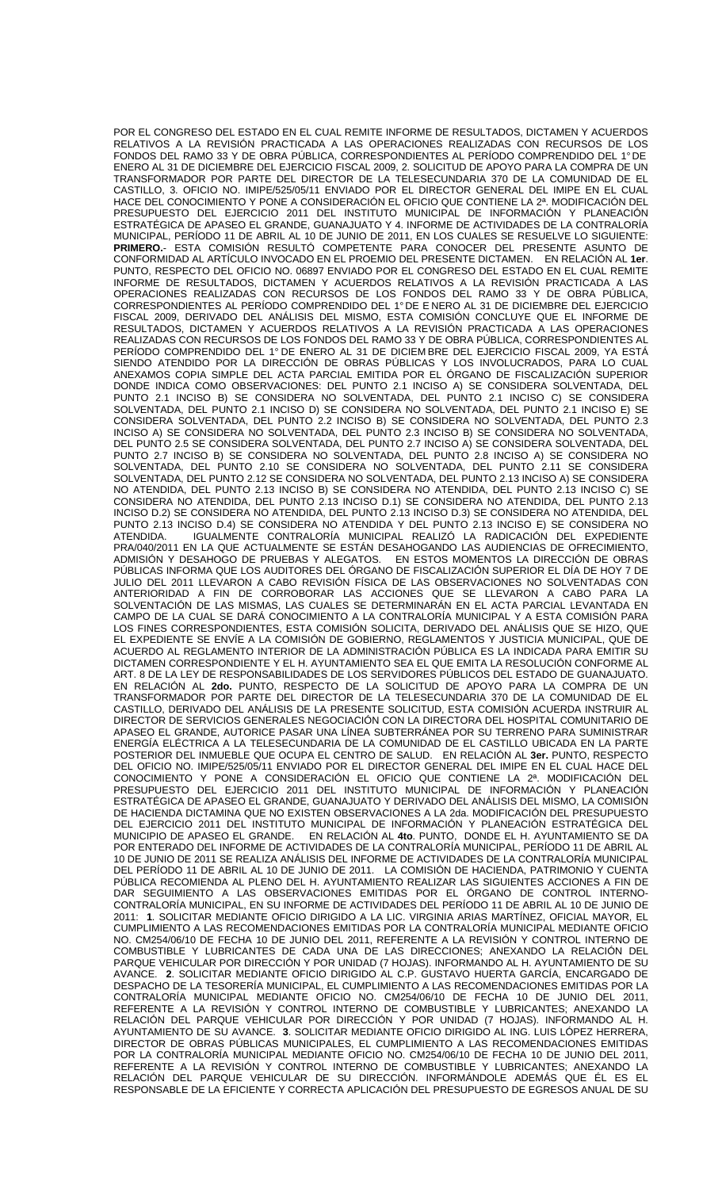POR EL CONGRESO DEL ESTADO EN EL CUAL REMITE INFORME DE RESULTADOS, DICTAMEN Y ACUERDOS RELATIVOS A LA REVISIÓN PRACTICADA A LAS OPERACIONES REALIZADAS CON RECURSOS DE LOS FONDOS DEL RAMO 33 Y DE OBRA PÚBLICA, CORRESPONDIENTES AL PERÍODO COMPRENDIDO DEL 1° DE ENERO AL 31 DE DICIEMBRE DEL EJERCICIO FISCAL 2009, 2. SOLICITUD DE APOYO PARA LA COMPRA DE UN TRANSFORMADOR POR PARTE DEL DIRECTOR DE LA TELESECUNDARIA 370 DE LA COMUNIDAD DE EL CASTILLO, 3. OFICIO NO. IMIPE/525/05/11 ENVIADO POR EL DIRECTOR GENERAL DEL IMIPE EN EL CUAL HACE DEL CONOCIMIENTO Y PONE A CONSIDERACIÓN EL OFICIO QUE CONTIENE LA 2ª. MODIFICACIÓN DEL PRESUPUESTO DEL EJERCICIO 2011 DEL INSTITUTO MUNICIPAL DE INFORMACIÓN Y PLANEACIÓN ESTRATÉGICA DE APASEO EL GRANDE, GUANAJUATO Y 4. INFORME DE ACTIVIDADES DE LA CONTRALORÍA MUNICIPAL, PERÍODO 11 DE ABRIL AL 10 DE JUNIO DE 2011, EN LOS CUALES SE RESUELVE LO SIGUIENTE: **PRIMERO.**- ESTA COMISIÓN RESULTÓ COMPETENTE PARA CONOCER DEL PRESENTE ASUNTO DE CONFORMIDAD AL ARTÍCULO INVOCADO EN EL PROEMIO DEL PRESENTE DICTAMEN. EN RELACIÓN AL **1er**. PUNTO, RESPECTO DEL OFICIO NO. 06897 ENVIADO POR EL CONGRESO DEL ESTADO EN EL CUAL REMITE INFORME DE RESULTADOS, DICTAMEN Y ACUERDOS RELATIVOS A LA REVISIÓN PRACTICADA A LAS OPERACIONES REALIZADAS CON RECURSOS DE LOS FONDOS DEL RAMO 33 Y DE OBRA PÚBLICA, CORRESPONDIENTES AL PERÍODO COMPRENDIDO DEL 1° DE ENERO AL 31 DE DICIEMBRE DEL EJERCICIO FISCAL 2009, DERIVADO DEL ANÁLISIS DEL MISMO, ESTA COMISIÓN CONCLUYE QUE EL INFORME DE RESULTADOS, DICTAMEN Y ACUERDOS RELATIVOS A LA REVISIÓN PRACTICADA A LAS OPERACIONES REALIZADAS CON RECURSOS DE LOS FONDOS DEL RAMO 33 Y DE OBRA PÚBLICA, CORRESPONDIENTES AL PERÍODO COMPRENDIDO DEL 1° DE ENERO AL 31 DE DICIEMBRE DEL EJERCICIO FISCAL 2009, YA ESTÁ SIENDO ATENDIDO POR LA DIRECCIÓN DE OBRAS PÚBLICAS Y LOS INVOLUCRADOS, PARA LO CUAL ANEXAMOS COPIA SIMPLE DEL ACTA PARCIAL EMITIDA POR EL ÓRGANO DE FISCALIZACIÓN SUPERIOR DONDE INDICA COMO OBSERVACIONES: DEL PUNTO 2.1 INCISO A) SE CONSIDERA SOLVENTADA, DEL PUNTO 2.1 INCISO B) SE CONSIDERA NO SOLVENTADA, DEL PUNTO 2.1 INCISO C) SE CONSIDERA SOLVENTADA, DEL PUNTO 2.1 INCISO D) SE CONSIDERA NO SOLVENTADA, DEL PUNTO 2.1 INCISO E) SE CONSIDERA SOLVENTADA, DEL PUNTO 2.2 INCISO B) SE CONSIDERA NO SOLVENTADA, DEL PUNTO 2.3 INCISO A) SE CONSIDERA NO SOLVENTADA, DEL PUNTO 2.3 INCISO B) SE CONSIDERA NO SOLVENTADA, DEL PUNTO 2.5 SE CONSIDERA SOLVENTADA, DEL PUNTO 2.7 INCISO A) SE CONSIDERA SOLVENTADA, DEL PUNTO 2.7 INCISO B) SE CONSIDERA NO SOLVENTADA, DEL PUNTO 2.8 INCISO A) SE CONSIDERA NO SOLVENTADA, DEL PUNTO 2.10 SE CONSIDERA NO SOLVENTADA, DEL PUNTO 2.11 SE CONSIDERA SOLVENTADA, DEL PUNTO 2.12 SE CONSIDERA NO SOLVENTADA, DEL PUNTO 2.13 INCISO A) SE CONSIDERA NO ATENDIDA, DEL PUNTO 2.13 INCISO B) SE CONSIDERA NO ATENDIDA, DEL PUNTO 2.13 INCISO C) SE CONSIDERA NO ATENDIDA, DEL PUNTO 2.13 INCISO D.1) SE CONSIDERA NO ATENDIDA, DEL PUNTO 2.13 INCISO D.2) SE CONSIDERA NO ATENDIDA, DEL PUNTO 2.13 INCISO D.3) SE CONSIDERA NO ATENDIDA, DEL PUNTO 2.13 INCISO D.4) SE CONSIDERA NO ATENDIDA Y DEL PUNTO 2.13 INCISO E) SE CONSIDERA NO ATENDIDA. IGUALMENTE CONTRALORÍA MUNICIPAL REALIZÓ LA RADICACIÓN DEL EXPEDIENTE PRA/040/2011 EN LA QUE ACTUALMENTE SE ESTÁN DESAHOGANDO LAS AUDIENCIAS DE OFRECIMIENTO, ADMISIÓN Y DESAHOGO DE PRUEBAS Y ALEGATOS. EN ESTOS MOMENTOS LA DIRECCIÓN DE OBRAS PÚBLICAS INFORMA QUE LOS AUDITORES DEL ÓRGANO DE FISCALIZACIÓN SUPERIOR EL DÍA DE HOY 7 DE JULIO DEL 2011 LLEVARON A CABO REVISIÓN FÍSICA DE LAS OBSERVACIONES NO SOLVENTADAS CON ANTERIORIDAD A FIN DE CORROBORAR LAS ACCIONES QUE SE LLEVARON A CABO PARA LA SOLVENTACIÓN DE LAS MISMAS, LAS CUALES SE DETERMINARÁN EN EL ACTA PARCIAL LEVANTADA EN CAMPO DE LA CUAL SE DARÁ CONOCIMIENTO A LA CONTRALORÍA MUNICIPAL Y A ESTA COMISIÓN PARA LOS FINES CORRESPONDIENTES, ESTA COMISIÓN SOLICITA, DERIVADO DEL ANÁLISIS QUE SE HIZO, QUE EL EXPEDIENTE SE ENVÍE A LA COMISIÓN DE GOBIERNO, REGLAMENTOS Y JUSTICIA MUNICIPAL, QUE DE ACUERDO AL REGLAMENTO INTERIOR DE LA ADMINISTRACIÓN PÚBLICA ES LA INDICADA PARA EMITIR SU DICTAMEN CORRESPONDIENTE Y EL H. AYUNTAMIENTO SEA EL QUE EMITA LA RESOLUCIÓN CONFORME AL ART. 8 DE LA LEY DE RESPONSABILIDADES DE LOS SERVIDORES PÚBLICOS DEL ESTADO DE GUANAJUATO. EN RELACIÓN AL **2do.** PUNTO, RESPECTO DE LA SOLICITUD DE APOYO PARA LA COMPRA DE UN TRANSFORMADOR POR PARTE DEL DIRECTOR DE LA TELESECUNDARIA 370 DE LA COMUNIDAD DE EL CASTILLO, DERIVADO DEL ANÁLISIS DE LA PRESENTE SOLICITUD, ESTA COMISIÓN ACUERDA INSTRUIR AL DIRECTOR DE SERVICIOS GENERALES NEGOCIACIÓN CON LA DIRECTORA DEL HOSPITAL COMUNITARIO DE APASEO EL GRANDE, AUTORICE PASAR UNA LÍNEA SUBTERRÁNEA POR SU TERRENO PARA SUMINISTRAR ENERGÍA ELÉCTRICA A LA TELESECUNDARIA DE LA COMUNIDAD DE EL CASTILLO UBICADA EN LA PARTE POSTERIOR DEL INMUEBLE QUE OCUPA EL CENTRO DE SALUD. EN RELACIÓN AL **3er.** PUNTO, RESPECTO DEL OFICIO NO. IMIPE/525/05/11 ENVIADO POR EL DIRECTOR GENERAL DEL IMIPE EN EL CUAL HACE DEL CONOCIMIENTO Y PONE A CONSIDERACIÓN EL OFICIO QUE CONTIENE LA 2ª. MODIFICACIÓN DEL PRESUPUESTO DEL EJERCICIO 2011 DEL INSTITUTO MUNICIPAL DE INFORMACIÓN Y PLANEACIÓN ESTRATÉGICA DE APASEO EL GRANDE, GUANAJUATO Y DERIVADO DEL ANÁLISIS DEL MISMO, LA COMISIÓN DE HACIENDA DICTAMINA QUE NO EXISTEN OBSERVACIONES A LA 2da. MODIFICACIÓN DEL PRESUPUESTO DEL EJERCICIO 2011 DEL INSTITUTO MUNICIPAL DE INFORMACIÓN Y PLANEACIÓN ESTRATÉGICA DEL MUNICIPIO DE APASEO EL GRANDE. EN RELACIÓN AL **4to**. PUNTO, DONDE EL H. AYUNTAMIENTO SE DA POR ENTERADO DEL INFORME DE ACTIVIDADES DE LA CONTRALORÍA MUNICIPAL, PERÍODO 11 DE ABRIL AL 10 DE JUNIO DE 2011 SE REALIZA ANÁLISIS DEL INFORME DE ACTIVIDADES DE LA CONTRALORÍA MUNICIPAL DEL PERÍODO 11 DE ABRIL AL 10 DE JUNIO DE 2011. LA COMISIÓN DE HACIENDA, PATRIMONIO Y CUENTA PÚBLICA RECOMIENDA AL PLENO DEL H. AYUNTAMIENTO REALIZAR LAS SIGUIENTES ACCIONES A FIN DE DAR SEGUIMIENTO A LAS OBSERVACIONES EMITIDAS POR EL ÓRGANO DE CONTROL INTERNO-CONTRALORÍA MUNICIPAL, EN SU INFORME DE ACTIVIDADES DEL PERÍODO 11 DE ABRIL AL 10 DE JUNIO DE 2011: **1**. SOLICITAR MEDIANTE OFICIO DIRIGIDO A LA LIC. VIRGINIA ARIAS MARTÍNEZ, OFICIAL MAYOR, EL CUMPLIMIENTO A LAS RECOMENDACIONES EMITIDAS POR LA CONTRALORÍA MUNICIPAL MEDIANTE OFICIO NO. CM254/06/10 DE FECHA 10 DE JUNIO DEL 2011, REFERENTE A LA REVISIÓN Y CONTROL INTERNO DE COMBUSTIBLE Y LUBRICANTES DE CADA UNA DE LAS DIRECCIONES; ANEXANDO LA RELACIÓN DEL PARQUE VEHICULAR POR DIRECCIÓN Y POR UNIDAD (7 HOJAS). INFORMANDO AL H. AYUNTAMIENTO DE SU AVANCE. **2**. SOLICITAR MEDIANTE OFICIO DIRIGIDO AL C.P. GUSTAVO HUERTA GARCÍA, ENCARGADO DE DESPACHO DE LA TESORERÍA MUNICIPAL, EL CUMPLIMIENTO A LAS RECOMENDACIONES EMITIDAS POR LA CONTRALORÍA MUNICIPAL MEDIANTE OFICIO NO. CM254/06/10 DE FECHA 10 DE JUNIO DEL 2011, REFERENTE A LA REVISIÓN Y CONTROL INTERNO DE COMBUSTIBLE Y LUBRICANTES; ANEXANDO LA RELACIÓN DEL PARQUE VEHICULAR POR DIRECCIÓN Y POR UNIDAD (7 HOJAS). INFORMANDO AL H. AYUNTAMIENTO DE SU AVANCE. **3**. SOLICITAR MEDIANTE OFICIO DIRIGIDO AL ING. LUIS LÓPEZ HERRERA, DIRECTOR DE OBRAS PÚBLICAS MUNICIPALES, EL CUMPLIMIENTO A LAS RECOMENDACIONES EMITIDAS POR LA CONTRALORÍA MUNICIPAL MEDIANTE OFICIO NO. CM254/06/10 DE FECHA 10 DE JUNIO DEL 2011, REFERENTE A LA REVISIÓN Y CONTROL INTERNO DE COMBUSTIBLE Y LUBRICANTES; ANEXANDO LA RELACIÓN DEL PARQUE VEHICULAR DE SU DIRECCIÓN. INFORMÁNDOLE ADEMÁS QUE ÉL ES EL RESPONSABLE DE LA EFICIENTE Y CORRECTA APLICACIÓN DEL PRESUPUESTO DE EGRESOS ANUAL DE SU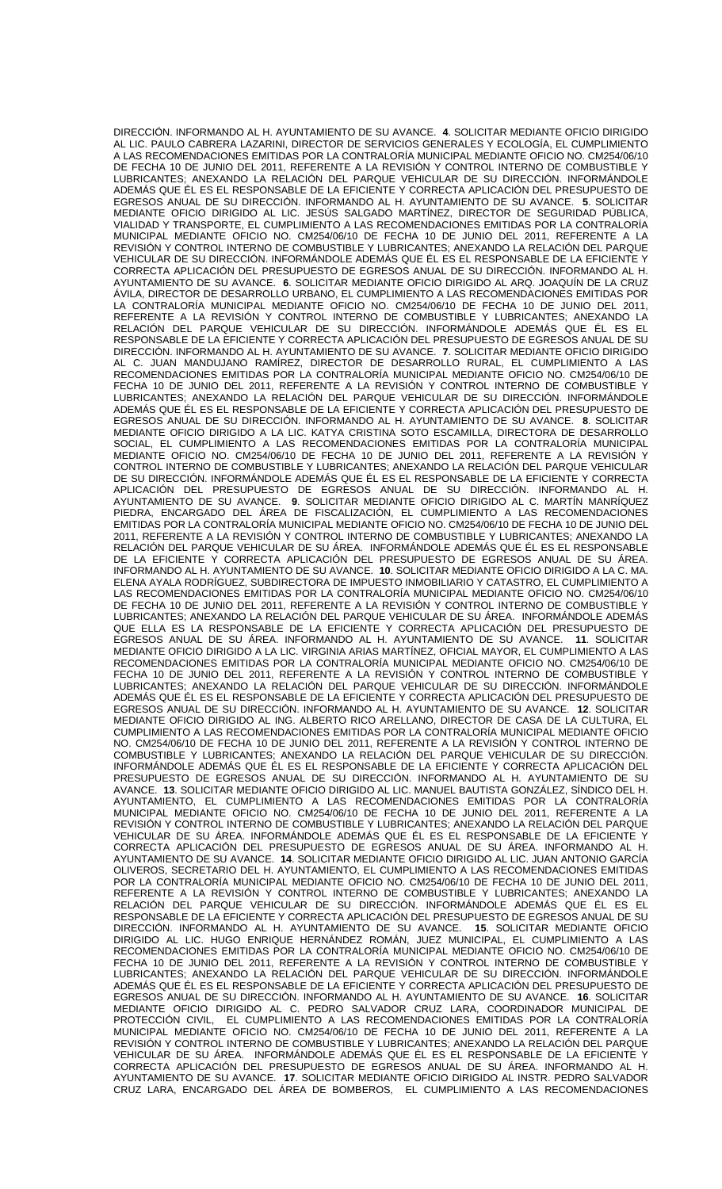DIRECCIÓN. INFORMANDO AL H. AYUNTAMIENTO DE SU AVANCE. **4**. SOLICITAR MEDIANTE OFICIO DIRIGIDO AL LIC. PAULO CABRERA LAZARINI, DIRECTOR DE SERVICIOS GENERALES Y ECOLOGÍA, EL CUMPLIMIENTO A LAS RECOMENDACIONES EMITIDAS POR LA CONTRALORÍA MUNICIPAL MEDIANTE OFICIO NO. CM254/06/10 DE FECHA 10 DE JUNIO DEL 2011, REFERENTE A LA REVISIÓN Y CONTROL INTERNO DE COMBUSTIBLE Y LUBRICANTES; ANEXANDO LA RELACIÓN DEL PARQUE VEHICULAR DE SU DIRECCIÓN. INFORMÁNDOLE ADEMÁS QUE ÉL ES EL RESPONSABLE DE LA EFICIENTE Y CORRECTA APLICACIÓN DEL PRESUPUESTO DE EGRESOS ANUAL DE SU DIRECCIÓN. INFORMANDO AL H. AYUNTAMIENTO DE SU AVANCE. **5**. SOLICITAR MEDIANTE OFICIO DIRIGIDO AL LIC. JESÚS SALGADO MARTÍNEZ, DIRECTOR DE SEGURIDAD PÚBLICA, VIALIDAD Y TRANSPORTE, EL CUMPLIMIENTO A LAS RECOMENDACIONES EMITIDAS POR LA CONTRALORÍA MUNICIPAL MEDIANTE OFICIO NO. CM254/06/10 DE FECHA 10 DE JUNIO DEL 2011, REFERENTE A LA REVISIÓN Y CONTROL INTERNO DE COMBUSTIBLE Y LUBRICANTES; ANEXANDO LA RELACIÓN DEL PARQUE VEHICULAR DE SU DIRECCIÓN. INFORMÁNDOLE ADEMÁS QUE ÉL ES EL RESPONSABLE DE LA EFICIENTE Y CORRECTA APLICACIÓN DEL PRESUPUESTO DE EGRESOS ANUAL DE SU DIRECCIÓN. INFORMANDO AL H. AYUNTAMIENTO DE SU AVANCE. **6**. SOLICITAR MEDIANTE OFICIO DIRIGIDO AL ARQ. JOAQUÍN DE LA CRUZ ÁVILA, DIRECTOR DE DESARROLLO URBANO, EL CUMPLIMIENTO A LAS RECOMENDACIONES EMITIDAS POR LA CONTRALORÍA MUNICIPAL MEDIANTE OFICIO NO. CM254/06/10 DE FECHA 10 DE JUNIO DEL 2011, REFERENTE A LA REVISIÓN Y CONTROL INTERNO DE COMBUSTIBLE Y LUBRICANTES; ANEXANDO LA RELACIÓN DEL PARQUE VEHICULAR DE SU DIRECCIÓN. INFORMÁNDOLE ADEMÁS QUE ÉL ES EL RESPONSABLE DE LA EFICIENTE Y CORRECTA APLICACIÓN DEL PRESUPUESTO DE EGRESOS ANUAL DE SU DIRECCIÓN. INFORMANDO AL H. AYUNTAMIENTO DE SU AVANCE. **7**. SOLICITAR MEDIANTE OFICIO DIRIGIDO AL C. JUAN MANDUJANO RAMÍREZ, DIRECTOR DE DESARROLLO RURAL, EL CUMPLIMIENTO A LAS RECOMENDACIONES EMITIDAS POR LA CONTRALORÍA MUNICIPAL MEDIANTE OFICIO NO. CM254/06/10 DE FECHA 10 DE JUNIO DEL 2011, REFERENTE A LA REVISIÓN Y CONTROL INTERNO DE COMBUSTIBLE Y LUBRICANTES; ANEXANDO LA RELACIÓN DEL PARQUE VEHICULAR DE SU DIRECCIÓN. INFORMÁNDOLE ADEMÁS QUE ÉL ES EL RESPONSABLE DE LA EFICIENTE Y CORRECTA APLICACIÓN DEL PRESUPUESTO DE EGRESOS ANUAL DE SU DIRECCIÓN. INFORMANDO AL H. AYUNTAMIENTO DE SU AVANCE. **8**. SOLICITAR MEDIANTE OFICIO DIRIGIDO A LA LIC. KATYA CRISTINA SOTO ESCAMILLA, DIRECTORA DE DESARROLLO SOCIAL, EL CUMPLIMIENTO A LAS RECOMENDACIONES EMITIDAS POR LA CONTRALORÍA MUNICIPAL MEDIANTE OFICIO NO. CM254/06/10 DE FECHA 10 DE JUNIO DEL 2011, REFERENTE A LA REVISIÓN Y CONTROL INTERNO DE COMBUSTIBLE Y LUBRICANTES; ANEXANDO LA RELACIÓN DEL PARQUE VEHICULAR DE SU DIRECCIÓN. INFORMÁNDOLE ADEMÁS QUE ÉL ES EL RESPONSABLE DE LA EFICIENTE Y CORRECTA APLICACIÓN DEL PRESUPUESTO DE EGRESOS ANUAL DE SU DIRECCIÓN. INFORMANDO AL H. AYUNTAMIENTO DE SU AVANCE. **9**. SOLICITAR MEDIANTE OFICIO DIRIGIDO AL C. MARTÍN MANRÍQUEZ PIEDRA, ENCARGADO DEL ÁREA DE FISCALIZACIÓN, EL CUMPLIMIENTO A LAS RECOMENDACIONES EMITIDAS POR LA CONTRALORÍA MUNICIPAL MEDIANTE OFICIO NO. CM254/06/10 DE FECHA 10 DE JUNIO DEL 2011, REFERENTE A LA REVISIÓN Y CONTROL INTERNO DE COMBUSTIBLE Y LUBRICANTES; ANEXANDO LA RELACIÓN DEL PARQUE VEHICULAR DE SU ÁREA. INFORMÁNDOLE ADEMÁS QUE ÉL ES EL RESPONSABLE DE LA EFICIENTE Y CORRECTA APLICACIÓN DEL PRESUPUESTO DE EGRESOS ANUAL DE SU ÁREA. INFORMANDO AL H. AYUNTAMIENTO DE SU AVANCE. **10**. SOLICITAR MEDIANTE OFICIO DIRIGIDO A LA C. MA. ELENA AYALA RODRÍGUEZ, SUBDIRECTORA DE IMPUESTO INMOBILIARIO Y CATASTRO, EL CUMPLIMIENTO A LAS RECOMENDACIONES EMITIDAS POR LA CONTRALORÍA MUNICIPAL MEDIANTE OFICIO NO. CM254/06/10 DE FECHA 10 DE JUNIO DEL 2011, REFERENTE A LA REVISIÓN Y CONTROL INTERNO DE COMBUSTIBLE Y LUBRICANTES; ANEXANDO LA RELACIÓN DEL PARQUE VEHICULAR DE SU ÁREA. INFORMÁNDOLE ADEMÁS QUE ELLA ES LA RESPONSABLE DE LA EFICIENTE Y CORRECTA APLICACIÓN DEL PRESUPUESTO DE EGRESOS ANUAL DE SU ÁREA. INFORMANDO AL H. AYUNTAMIENTO DE SU AVANCE. **11**. SOLICITAR MEDIANTE OFICIO DIRIGIDO A LA LIC. VIRGINIA ARIAS MARTÍNEZ, OFICIAL MAYOR, EL CUMPLIMIENTO A LAS RECOMENDACIONES EMITIDAS POR LA CONTRALORÍA MUNICIPAL MEDIANTE OFICIO NO. CM254/06/10 DE FECHA 10 DE JUNIO DEL 2011, REFERENTE A LA REVISIÓN Y CONTROL INTERNO DE COMBUSTIBLE Y LUBRICANTES; ANEXANDO LA RELACIÓN DEL PARQUE VEHICULAR DE SU DIRECCIÓN. INFORMÁNDOLE ADEMÁS QUE ÉL ES EL RESPONSABLE DE LA EFICIENTE Y CORRECTA APLICACIÓN DEL PRESUPUESTO DE EGRESOS ANUAL DE SU DIRECCIÓN. INFORMANDO AL H. AYUNTAMIENTO DE SU AVANCE. **12**. SOLICITAR MEDIANTE OFICIO DIRIGIDO AL ING. ALBERTO RICO ARELLANO, DIRECTOR DE CASA DE LA CULTURA, EL CUMPLIMIENTO A LAS RECOMENDACIONES EMITIDAS POR LA CONTRALORÍA MUNICIPAL MEDIANTE OFICIO NO. CM254/06/10 DE FECHA 10 DE JUNIO DEL 2011, REFERENTE A LA REVISIÓN Y CONTROL INTERNO DE COMBUSTIBLE Y LUBRICANTES; ANEXANDO LA RELACIÓN DEL PARQUE VEHICULAR DE SU DIRECCIÓN. INFORMÁNDOLE ADEMÁS QUE ÉL ES EL RESPONSABLE DE LA EFICIENTE Y CORRECTA APLICACIÓN DEL PRESUPUESTO DE EGRESOS ANUAL DE SU DIRECCIÓN. INFORMANDO AL H. AYUNTAMIENTO DE SU AVANCE. **13**. SOLICITAR MEDIANTE OFICIO DIRIGIDO AL LIC. MANUEL BAUTISTA GONZÁLEZ, SÍNDICO DEL H. AYUNTAMIENTO, EL CUMPLIMIENTO A LAS RECOMENDACIONES EMITIDAS POR LA CONTRALORÍA MUNICIPAL MEDIANTE OFICIO NO. CM254/06/10 DE FECHA 10 DE JUNIO DEL 2011, REFERENTE A LA REVISIÓN Y CONTROL INTERNO DE COMBUSTIBLE Y LUBRICANTES; ANEXANDO LA RELACIÓN DEL PARQUE VEHICULAR DE SU ÁREA. INFORMÁNDOLE ADEMÁS QUE ÉL ES EL RESPONSABLE DE LA EFICIENTE Y CORRECTA APLICACIÓN DEL PRESUPUESTO DE EGRESOS ANUAL DE SU ÁREA. INFORMANDO AL H. AYUNTAMIENTO DE SU AVANCE. **14**. SOLICITAR MEDIANTE OFICIO DIRIGIDO AL LIC. JUAN ANTONIO GARCÍA OLIVEROS, SECRETARIO DEL H. AYUNTAMIENTO, EL CUMPLIMIENTO A LAS RECOMENDACIONES EMITIDAS POR LA CONTRALORÍA MUNICIPAL MEDIANTE OFICIO NO. CM254/06/10 DE FECHA 10 DE JUNIO DEL 2011, REFERENTE A LA REVISIÓN Y CONTROL INTERNO DE COMBUSTIBLE Y LUBRICANTES; ANEXANDO LA RELACIÓN DEL PARQUE VEHICULAR DE SU DIRECCIÓN. INFORMÁNDOLE ADEMÁS QUE ÉL ES EL RESPONSABLE DE LA EFICIENTE Y CORRECTA APLICACIÓN DEL PRESUPUESTO DE EGRESOS ANUAL DE SU DIRECCIÓN. INFORMANDO AL H. AYUNTAMIENTO DE SU AVANCE. **15**. SOLICITAR MEDIANTE OFICIO DIRIGIDO AL LIC. HUGO ENRIQUE HERNÁNDEZ ROMÁN, JUEZ MUNICIPAL, EL CUMPLIMIENTO A LAS RECOMENDACIONES EMITIDAS POR LA CONTRALORÍA MUNICIPAL MEDIANTE OFICIO NO. CM254/06/10 DE FECHA 10 DE JUNIO DEL 2011, REFERENTE A LA REVISIÓN Y CONTROL INTERNO DE COMBUSTIBLE Y LUBRICANTES; ANEXANDO LA RELACIÓN DEL PARQUE VEHICULAR DE SU DIRECCIÓN. INFORMÁNDOLE ADEMÁS QUE ÉL ES EL RESPONSABLE DE LA EFICIENTE Y CORRECTA APLICACIÓN DEL PRESUPUESTO DE EGRESOS ANUAL DE SU DIRECCIÓN. INFORMANDO AL H. AYUNTAMIENTO DE SU AVANCE. **16**. SOLICITAR MEDIANTE OFICIO DIRIGIDO AL C. PEDRO SALVADOR CRUZ LARA, COORDINADOR MUNICIPAL DE PROTECCIÓN CIVIL, EL CUMPLIMIENTO A LAS RECOMENDACIONES EMITIDAS POR LA CONTRALORÍA MUNICIPAL MEDIANTE OFICIO NO. CM254/06/10 DE FECHA 10 DE JUNIO DEL 2011, REFERENTE A LA REVISIÓN Y CONTROL INTERNO DE COMBUSTIBLE Y LUBRICANTES; ANEXANDO LA RELACIÓN DEL PARQUE VEHICULAR DE SU ÁREA. INFORMÁNDOLE ADEMÁS QUE ÉL ES EL RESPONSABLE DE LA EFICIENTE Y CORRECTA APLICACIÓN DEL PRESUPUESTO DE EGRESOS ANUAL DE SU ÁREA. INFORMANDO AL H. AYUNTAMIENTO DE SU AVANCE. **17**. SOLICITAR MEDIANTE OFICIO DIRIGIDO AL INSTR. PEDRO SALVADOR CRUZ LARA, ENCARGADO DEL ÁREA DE BOMBEROS, EL CUMPLIMIENTO A LAS RECOMENDACIONES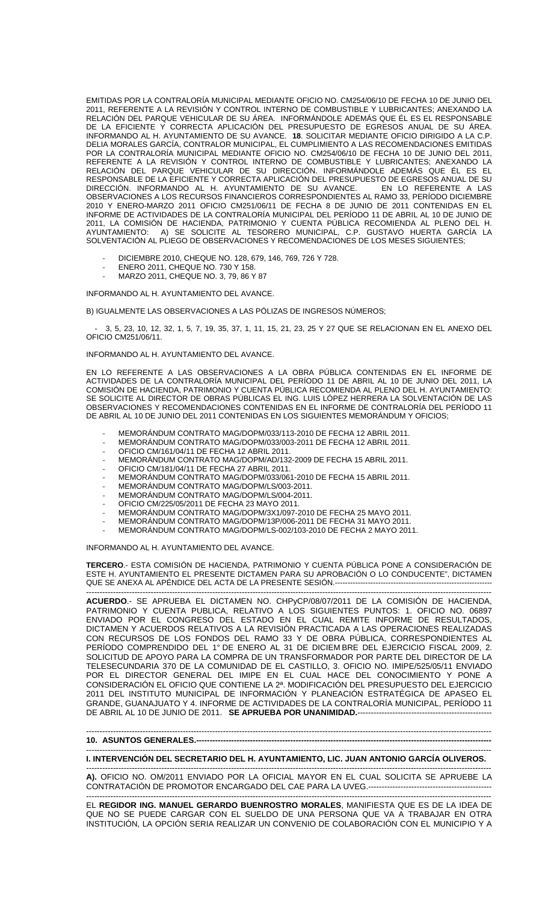EMITIDAS POR LA CONTRALORÍA MUNICIPAL MEDIANTE OFICIO NO. CM254/06/10 DE FECHA 10 DE JUNIO DEL 2011, REFERENTE A LA REVISIÓN Y CONTROL INTERNO DE COMBUSTIBLE Y LUBRICANTES; ANEXANDO LA RELACIÓN DEL PARQUE VEHICULAR DE SU ÁREA. INFORMÁNDOLE ADEMÁS QUE ÉL ES EL RESPONSABLE DE LA EFICIENTE Y CORRECTA APLICACIÓN DEL PRESUPUESTO DE EGRESOS ANUAL DE SU ÁREA. INFORMANDO AL H. AYUNTAMIENTO DE SU AVANCE. **18**. SOLICITAR MEDIANTE OFICIO DIRIGIDO A LA C.P. DELIA MORALES GARCÍA, CONTRALOR MUNICIPAL, EL CUMPLIMIENTO A LAS RECOMENDACIONES EMITIDAS POR LA CONTRALORÍA MUNICIPAL MEDIANTE OFICIO NO. CM254/06/10 DE FECHA 10 DE JUNIO DEL 2011, REFERENTE A LA REVISIÓN Y CONTROL INTERNO DE COMBUSTIBLE Y LUBRICANTES; ANEXANDO LA RELACIÓN DEL PARQUE VEHICULAR DE SU DIRECCIÓN. INFORMÁNDOLE ADEMÁS QUE ÉL ES EL RESPONSABLE DE LA EFICIENTE Y CORRECTA APLICACIÓN DEL PRESUPUESTO DE EGRESOS ANUAL DE SU DIRECCIÓN. INFORMANDO AL H. AYUNTAMIENTO DE SU AVANCE. EN LO REFERENTE A LAS OBSERVACIONES A LOS RECURSOS FINANCIEROS CORRESPONDIENTES AL RAMO 33, PERÍODO DICIEMBRE 2010 Y ENERO-MARZO 2011 OFICIO CM251/06/11 DE FECHA 8 DE JUNIO DE 2011 CONTENIDAS EN EL INFORME DE ACTIVIDADES DE LA CONTRALORÍA MUNICIPAL DEL PERÍODO 11 DE ABRIL AL 10 DE JUNIO DE 2011, LA COMISIÓN DE HACIENDA, PATRIMONIO Y CUENTA PÚBLICA RECOMIENDA AL PLENO DEL H. AYUNTAMIENTO: A) SE SOLICITE AL TESORERO MUNICIPAL, C.P. GUSTAVO HUERTA GARCÍA LA SOLVENTACIÓN AL PLIEGO DE OBSERVACIONES Y RECOMENDACIONES DE LOS MESES SIGUIENTES;

- DICIEMBRE 2010, CHEQUE NO. 128, 679, 146, 769, 726 Y 728.
- ENERO 2011, CHEQUE NO. 730 Y 158.
- MARZO 2011, CHEQUE NO. 3, 79, 86 Y 87

INFORMANDO AL H. AYUNTAMIENTO DEL AVANCE.

B) IGUALMENTE LAS OBSERVACIONES A LAS PÓLIZAS DE INGRESOS NÚMEROS;

- 3, 5, 23, 10, 12, 32, 1, 5, 7, 19, 35, 37, 1, 11, 15, 21, 23, 25 Y 27 QUE SE RELACIONAN EN EL ANEXO DEL OFICIO CM251/06/11.

INFORMANDO AL H. AYUNTAMIENTO DEL AVANCE.

EN LO REFERENTE A LAS OBSERVACIONES A LA OBRA PÚBLICA CONTENIDAS EN EL INFORME DE ACTIVIDADES DE LA CONTRALORÍA MUNICIPAL DEL PERÍODO 11 DE ABRIL AL 10 DE JUNIO DEL 2011, LA COMISIÓN DE HACIENDA, PATRIMONIO Y CUENTA PÚBLICA RECOMIENDA AL PLENO DEL H. AYUNTAMIENTO: SE SOLICITE AL DIRECTOR DE OBRAS PÚBLICAS EL ING. LUIS LÓPEZ HERRERA LA SOLVENTACIÓN DE LAS OBSERVACIONES Y RECOMENDACIONES CONTENIDAS EN EL INFORME DE CONTRALORÍA DEL PERÍODO 11 DE ABRIL AL 10 DE JUNIO DEL 2011 CONTENIDAS EN LOS SIGUIENTES MEMORÁNDUM Y OFICIOS;

- MEMORÁNDUM CONTRATO MAG/DOPM/033/113-2010 DE FECHA 12 ABRIL 2011.
- MEMORÁNDUM CONTRATO MAG/DOPM/033/003-2011 DE FECHA 12 ABRIL 2011.
- OFICIO CM/161/04/11 DE FECHA 12 ABRIL 2011.
- MEMORÁNDUM CONTRATO MAG/DOPM/AD/132-2009 DE FECHA 15 ABRIL 2011.
- OFICIO CM/181/04/11 DE FECHA 27 ABRIL 2011.
- MEMORÁNDUM CONTRATO MAG/DOPM/033/061-2010 DE FECHA 15 ABRIL 2011.
- MEMORÁNDUM CONTRATO MAG/DOPM/LS/003-2011.
- MEMORÁNDUM CONTRATO MAG/DOPM/LS/004-2011.
- OFICIO CM/225/05/2011 DE FECHA 23 MAYO 2011.
- MEMORÁNDUM CONTRATO MAG/DOPM/3X1/097-2010 DE FECHA 25 MAYO 2011.
- MEMORÁNDUM CONTRATO MAG/DOPM/13P/006-2011 DE FECHA 31 MAYO 2011.
- MEMORÁNDUM CONTRATO MAG/DOPM/LS-002/103-2010 DE FECHA 2 MAYO 2011.

INFORMANDO AL H. AYUNTAMIENTO DEL AVANCE.

**TERCERO**.- ESTA COMISIÓN DE HACIENDA, PATRIMONIO Y CUENTA PÚBLICA PONE A CONSIDERACIÓN DE ESTE H. AYUNTAMIENTO EL PRESENTE DICTAMEN PARA SU APROBACIÓN O LO CONDUCENTE", DICTAMEN QUE SE ANEXA AL APÉNDICE DEL ACTA DE LA PRESENTE SESIÓN.------------------------------------------------------------

---

**ACUERDO**.- SE APRUEBA EL DICTAMEN NO. CHPyCP/08/07/2011 DE LA COMISIÓN DE HACIENDA, PATRIMONIO Y CUENTA PUBLICA, RELATIVO A LOS SIGUIENTES PUNTOS: 1. OFICIO NO. 06897 ENVIADO POR EL CONGRESO DEL ESTADO EN EL CUAL REMITE INFORME DE RESULTADOS, DICTAMEN Y ACUERDOS RELATIVOS A LA REVISIÓN PRACTICADA A LAS OPERACIONES REALIZADAS CON RECURSOS DE LOS FONDOS DEL RAMO 33 Y DE OBRA PÚBLICA, CORRESPONDIENTES AL PERÍODO COMPRENDIDO DEL 1° DE ENERO AL 31 DE DICIEMBRE DEL EJERCICIO FISCAL 2009, 2. SOLICITUD DE APOYO PARA LA COMPRA DE UN TRANSFORMADOR POR PARTE DEL DIRECTOR DE LA TELESECUNDARIA 370 DE LA COMUNIDAD DE EL CASTILLO, 3. OFICIO NO. IMIPE/525/05/11 ENVIADO POR EL DIRECTOR GENERAL DEL IMIPE EN EL CUAL HACE DEL CONOCIMIENTO Y PONE A CONSIDERACIÓN EL OFICIO QUE CONTIENE LA 2ª. MODIFICACIÓN DEL PRESUPUESTO DEL EJERCICIO 2011 DEL INSTITUTO MUNICIPAL DE INFORMACIÓN Y PLANEACIÓN ESTRATÉGICA DE APASEO EL GRANDE, GUANAJUATO Y 4. INFORME DE ACTIVIDADES DE LA CONTRALORÍA MUNICIPAL, PERÍODO 11 DE ABRIL AL 10 DE JUNIO DE 2011. **SE APRUEBA POR UNANIMIDAD.**-------------------------------------------------

---

**10. ASUNTOS GENERALES.**------------------------------------------------------------------------------------------------

---

**I. INTERVENCIÓN DEL SECRETARIO DEL H. AYUNTAMIENTO, LIC. JUAN ANTONIO GARCÍA OLIVEROS.**

---

**A).** OFICIO NO. OM/2011 ENVIADO POR LA OFICIAL MAYOR EN EL CUAL SOLICITA SE APRUEBE LA CONTRATACIÓN DE PROMOTOR ENCARGADO DEL CAE PARA LA UVEG.-----------------------------------------------

---

EL **REGIDOR ING. MANUEL GERARDO BUENROSTRO MORALES**, MANIFIESTA QUE ES DE LA IDEA DE QUE NO SE PUEDE CARGAR CON EL SUELDO DE UNA PERSONA QUE VA A TRABAJAR EN OTRA INSTITUCIÓN, LA OPCIÓN SERIA REALIZAR UN CONVENIO DE COLABORACIÓN CON EL MUNICIPIO Y A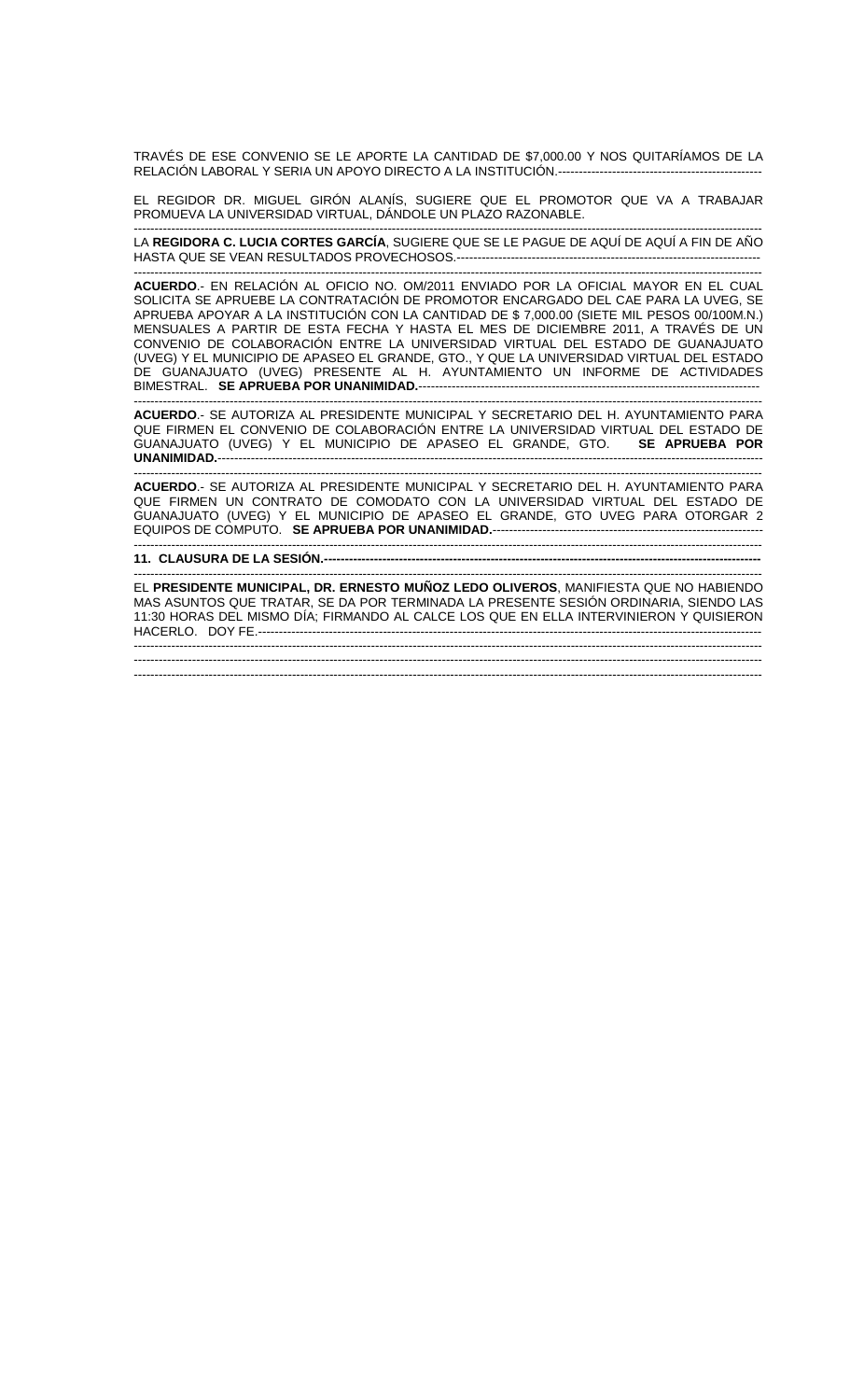TRAVÉS DE ESE CONVENIO SE LE APORTE LA CANTIDAD DE $7,000.00 Y NOS QUITARÍAMOS DE LA RELACIÓN LABORAL Y SERIA UN APOYO DIRECTO A LA INSTITUCIÓN.------------------------------------------------

EL REGIDOR DR. MIGUEL GIRÓN ALANÍS, SUGIERE QUE EL PROMOTOR QUE VA A TRABAJAR PROMUEVA LA UNIVERSIDAD VIRTUAL, DÁNDOLE UN PLAZO RAZONABLE.

---------------------------------------------------------------------------------------------------------------------------------------------

LA **REGIDORA C. LUCIA CORTES GARCÍA**, SUGIERE QUE SE LE PAGUE DE AQUÍ DE AQUÍ A FIN DE AÑO HASTA QUE SE VEAN RESULTADOS PROVECHOSOS.------------------------------------------------------------------------

---------------------------------------------------------------------------------------------------------------------------------------------

**ACUERDO**.- EN RELACIÓN AL OFICIO NO. OM/2011 ENVIADO POR LA OFICIAL MAYOR EN EL CUAL SOLICITA SE APRUEBE LA CONTRATACIÓN DE PROMOTOR ENCARGADO DEL CAE PARA LA UVEG, SE APRUEBA APOYAR A LA INSTITUCIÓN CON LA CANTIDAD DE $ 7,000.00 (SIETE MIL PESOS 00/100M.N.) MENSUALES A PARTIR DE ESTA FECHA Y HASTA EL MES DE DICIEMBRE 2011, A TRAVÉS DE UN CONVENIO DE COLABORACIÓN ENTRE LA UNIVERSIDAD VIRTUAL DEL ESTADO DE GUANAJUATO (UVEG) Y EL MUNICIPIO DE APASEO EL GRANDE, GTO., Y QUE LA UNIVERSIDAD VIRTUAL DEL ESTADO DE GUANAJUATO (UVEG) PRESENTE AL H. AYUNTAMIENTO UN INFORME DE ACTIVIDADES BIMESTRAL. **SE APRUEBA POR UNANIMIDAD.**-------------------------------------------------------------------------------

---------------------------------------------------------------------------------------------------------------------------------------------

**ACUERDO**.- SE AUTORIZA AL PRESIDENTE MUNICIPAL Y SECRETARIO DEL H. AYUNTAMIENTO PARA QUE FIRMEN EL CONVENIO DE COLABORACIÓN ENTRE LA UNIVERSIDAD VIRTUAL DEL ESTADO DE GUANAJUATO (UVEG) Y EL MUNICIPIO DE APASEO EL GRANDE, GTO. **SE APRUEBA POR UNANIMIDAD.**-----------------------------------------------------------------------------------------------------------------------

---------------------------------------------------------------------------------------------------------------------------------------------

**ACUERDO**.- SE AUTORIZA AL PRESIDENTE MUNICIPAL Y SECRETARIO DEL H. AYUNTAMIENTO PARA QUE FIRMEN UN CONTRATO DE COMODATO CON LA UNIVERSIDAD VIRTUAL DEL ESTADO DE GUANAJUATO (UVEG) Y EL MUNICIPIO DE APASEO EL GRANDE, GTO UVEG PARA OTORGAR 2 EQUIPOS DE COMPUTO. **SE APRUEBA POR UNANIMIDAD.**---------------------------------------------------------------

---------------------------------------------------------------------------------------------------------------------------------------------

**11. CLAUSURA DE LA SESIÓN.---------------------------------------------------------------------------------------------------------**

---------------------------------------------------------------------------------------------------------------------------------------------

EL **PRESIDENTE MUNICIPAL, DR. ERNESTO MUÑOZ LEDO OLIVEROS**, MANIFIESTA QUE NO HABIENDO MAS ASUNTOS QUE TRATAR, SE DA POR TERMINADA LA PRESENTE SESIÓN ORDINARIA, SIENDO LAS 11:30 HORAS DEL MISMO DÍA; FIRMANDO AL CALCE LOS QUE EN ELLA INTERVINIERON Y QUISIERON HACERLO. DOY FE.-----------------------------------------------------------------------------------------------------------------------

---------------------------------------------------------------------------------------------------------------------------------------------

---------------------------------------------------------------------------------------------------------------------------------------------

---------------------------------------------------------------------------------------------------------------------------------------------